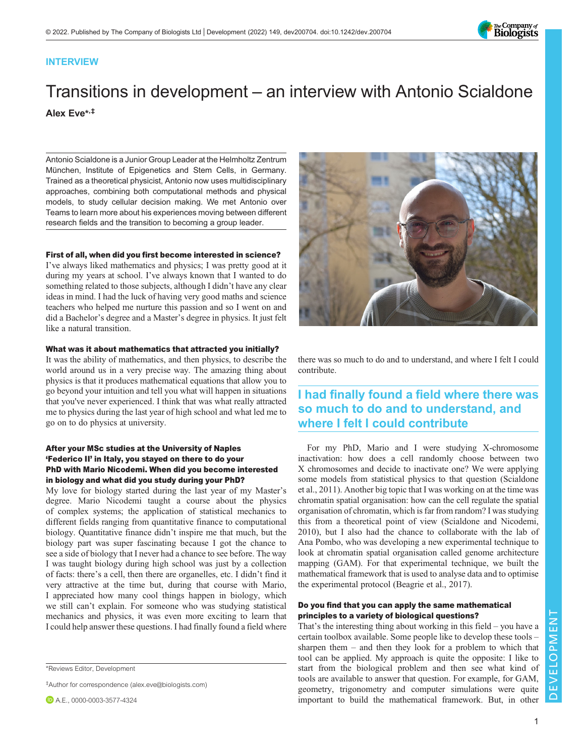INTERVIEW

# Transitions in development – an interview with Antonio Scialdone

**Alex Eve**[*,‡]

Antonio Scialdone is a Junior Group Leader at the Helmholtz Zentrum München, Institute of Epigenetics and Stem Cells, in Germany. Trained as a theoretical physicist, Antonio now uses multidisciplinary approaches, combining both computational methods and physical models, to study cellular decision making. We met Antonio over Teams to learn more about his experiences moving between different research fields and the transition to becoming a group leader.

**First of all, when did you first become interested in science?**

I've always liked mathematics and physics; I was pretty good at it during my years at school. I've always known that I wanted to do something related to those subjects, although I didn't have any clear ideas in mind. I had the luck of having very good maths and science teachers who helped me nurture this passion and so I went on and did a Bachelor's degree and a Master's degree in physics. It just felt like a natural transition.

**What was it about mathematics that attracted you initially?**

It was the ability of mathematics, and then physics, to describe the world around us in a very precise way. The amazing thing about physics is that it produces mathematical equations that allow you to go beyond your intuition and tell you what will happen in situations that you've never experienced. I think that was what really attracted me to physics during the last year of high school and what led me to go on to do physics at university.

**After your MSc studies at the University of Naples 'Federico II' in Italy, you stayed on there to do your PhD with Mario Nicodemi. When did you become interested in biology and what did you study during your PhD?**

My love for biology started during the last year of my Master's degree. Mario Nicodemi taught a course about the physics of complex systems; the application of statistical mechanics to different fields ranging from quantitative finance to computational biology. Quantitative finance didn't inspire me that much, but the biology part was super fascinating because I got the chance to see a side of biology that I never had a chance to see before. The way I was taught biology during high school was just by a collection of facts: there's a cell, then there are organelles, etc. I didn't find it very attractive at the time but, during that course with Mario, I appreciated how many cool things happen in biology, which we still can't explain. For someone who was studying statistical mechanics and physics, it was even more exciting to learn that I could help answer these questions. I had finally found a field where there was so much to do and to understand, and where I felt I could contribute.

> I had finally found a field where there was so much to do and to understand, and where I felt I could contribute

For my PhD, Mario and I were studying X-chromosome inactivation: how does a cell randomly choose between two X chromosomes and decide to inactivate one? We were applying some models from statistical physics to that question (Scialdone et al., 2011). Another big topic that I was working on at the time was chromatin spatial organisation: how can the cell regulate the spatial organisation of chromatin, which is far from random? I was studying this from a theoretical point of view (Scialdone and Nicodemi, 2010), but I also had the chance to collaborate with the lab of Ana Pombo, who was developing a new experimental technique to look at chromatin spatial organisation called genome architecture mapping (GAM). For that experimental technique, we built the mathematical framework that is used to analyse data and to optimise the experimental protocol (Beagrie et al., 2017).

**Do you find that you can apply the same mathematical principles to a variety of biological questions?**

That's the interesting thing about working in this field – you have a certain toolbox available. Some people like to develop these tools – sharpen them – and then they look for a problem to which that tool can be applied. My approach is quite the opposite: I like to start from the biological problem and then see what kind of tools are available to answer that question. For example, for GAM, geometry, trigonometry and computer simulations were quite important to build the mathematical framework. But, in other

*Reviews Editor, Development

‡Author for correspondence (alex.eve@biologists.com)

A.E., 0000-0003-3577-4324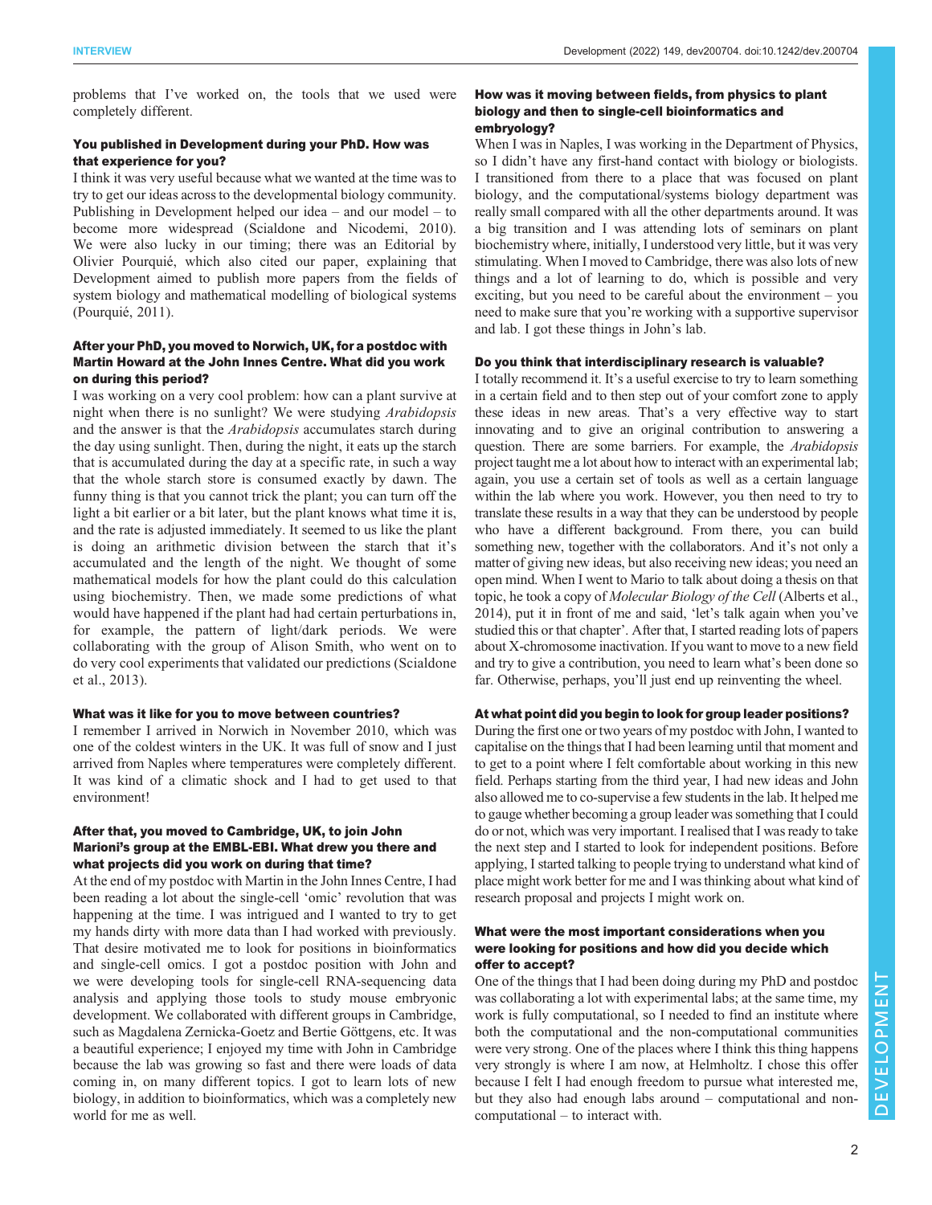problems that I've worked on, the tools that we used were completely different.

### You published in Development during your PhD. How was that experience for you?

I think it was very useful because what we wanted at the time was to try to get our ideas across to the developmental biology community. Publishing in Development helped our idea – and our model – to become more widespread (Scialdone and Nicodemi, 2010). We were also lucky in our timing; there was an Editorial by Olivier Pourquié, which also cited our paper, explaining that Development aimed to publish more papers from the fields of system biology and mathematical modelling of biological systems (Pourquié, 2011).

### After your PhD, you moved to Norwich, UK, for a postdoc with Martin Howard at the John Innes Centre. What did you work on during this period?

I was working on a very cool problem: how can a plant survive at night when there is no sunlight? We were studying *Arabidopsis* and the answer is that the *Arabidopsis* accumulates starch during the day using sunlight. Then, during the night, it eats up the starch that is accumulated during the day at a specific rate, in such a way that the whole starch store is consumed exactly by dawn. The funny thing is that you cannot trick the plant; you can turn off the light a bit earlier or a bit later, but the plant knows what time it is, and the rate is adjusted immediately. It seemed to us like the plant is doing an arithmetic division between the starch that it's accumulated and the length of the night. We thought of some mathematical models for how the plant could do this calculation using biochemistry. Then, we made some predictions of what would have happened if the plant had had certain perturbations in, for example, the pattern of light/dark periods. We were collaborating with the group of Alison Smith, who went on to do very cool experiments that validated our predictions (Scialdone et al., 2013).

### What was it like for you to move between countries?

I remember I arrived in Norwich in November 2010, which was one of the coldest winters in the UK. It was full of snow and I just arrived from Naples where temperatures were completely different. It was kind of a climatic shock and I had to get used to that environment!

### After that, you moved to Cambridge, UK, to join John Marioni's group at the EMBL-EBI. What drew you there and what projects did you work on during that time?

At the end of my postdoc with Martin in the John Innes Centre, I had been reading a lot about the single-cell 'omic' revolution that was happening at the time. I was intrigued and I wanted to try to get my hands dirty with more data than I had worked with previously. That desire motivated me to look for positions in bioinformatics and single-cell omics. I got a postdoc position with John and we were developing tools for single-cell RNA-sequencing data analysis and applying those tools to study mouse embryonic development. We collaborated with different groups in Cambridge, such as Magdalena Zernicka-Goetz and Bertie Göttgens, etc. It was a beautiful experience; I enjoyed my time with John in Cambridge because the lab was growing so fast and there were loads of data coming in, on many different topics. I got to learn lots of new biology, in addition to bioinformatics, which was a completely new world for me as well.

### How was it moving between fields, from physics to plant biology and then to single-cell bioinformatics and embryology?

When I was in Naples, I was working in the Department of Physics, so I didn't have any first-hand contact with biology or biologists. I transitioned from there to a place that was focused on plant biology, and the computational/systems biology department was really small compared with all the other departments around. It was a big transition and I was attending lots of seminars on plant biochemistry where, initially, I understood very little, but it was very stimulating. When I moved to Cambridge, there was also lots of new things and a lot of learning to do, which is possible and very exciting, but you need to be careful about the environment – you need to make sure that you're working with a supportive supervisor and lab. I got these things in John's lab.

### Do you think that interdisciplinary research is valuable?

I totally recommend it. It's a useful exercise to try to learn something in a certain field and to then step out of your comfort zone to apply these ideas in new areas. That's a very effective way to start innovating and to give an original contribution to answering a question. There are some barriers. For example, the *Arabidopsis* project taught me a lot about how to interact with an experimental lab; again, you use a certain set of tools as well as a certain language within the lab where you work. However, you then need to try to translate these results in a way that they can be understood by people who have a different background. From there, you can build something new, together with the collaborators. And it's not only a matter of giving new ideas, but also receiving new ideas; you need an open mind. When I went to Mario to talk about doing a thesis on that topic, he took a copy of *Molecular Biology of the Cell* (Alberts et al., 2014), put it in front of me and said, 'let's talk again when you've studied this or that chapter'. After that, I started reading lots of papers about X-chromosome inactivation. If you want to move to a new field and try to give a contribution, you need to learn what's been done so far. Otherwise, perhaps, you'll just end up reinventing the wheel.

### At what point did you begin to look for group leader positions?

During the first one or two years of my postdoc with John, I wanted to capitalise on the things that I had been learning until that moment and to get to a point where I felt comfortable about working in this new field. Perhaps starting from the third year, I had new ideas and John also allowed me to co-supervise a few students in the lab. It helped me to gauge whether becoming a group leader was something that I could do or not, which was very important. I realised that I was ready to take the next step and I started to look for independent positions. Before applying, I started talking to people trying to understand what kind of place might work better for me and I was thinking about what kind of research proposal and projects I might work on.

### What were the most important considerations when you were looking for positions and how did you decide which offer to accept?

One of the things that I had been doing during my PhD and postdoc was collaborating a lot with experimental labs; at the same time, my work is fully computational, so I needed to find an institute where both the computational and the non-computational communities were very strong. One of the places where I think this thing happens very strongly is where I am now, at Helmholtz. I chose this offer because I felt I had enough freedom to pursue what interested me, but they also had enough labs around – computational and non-computational – to interact with.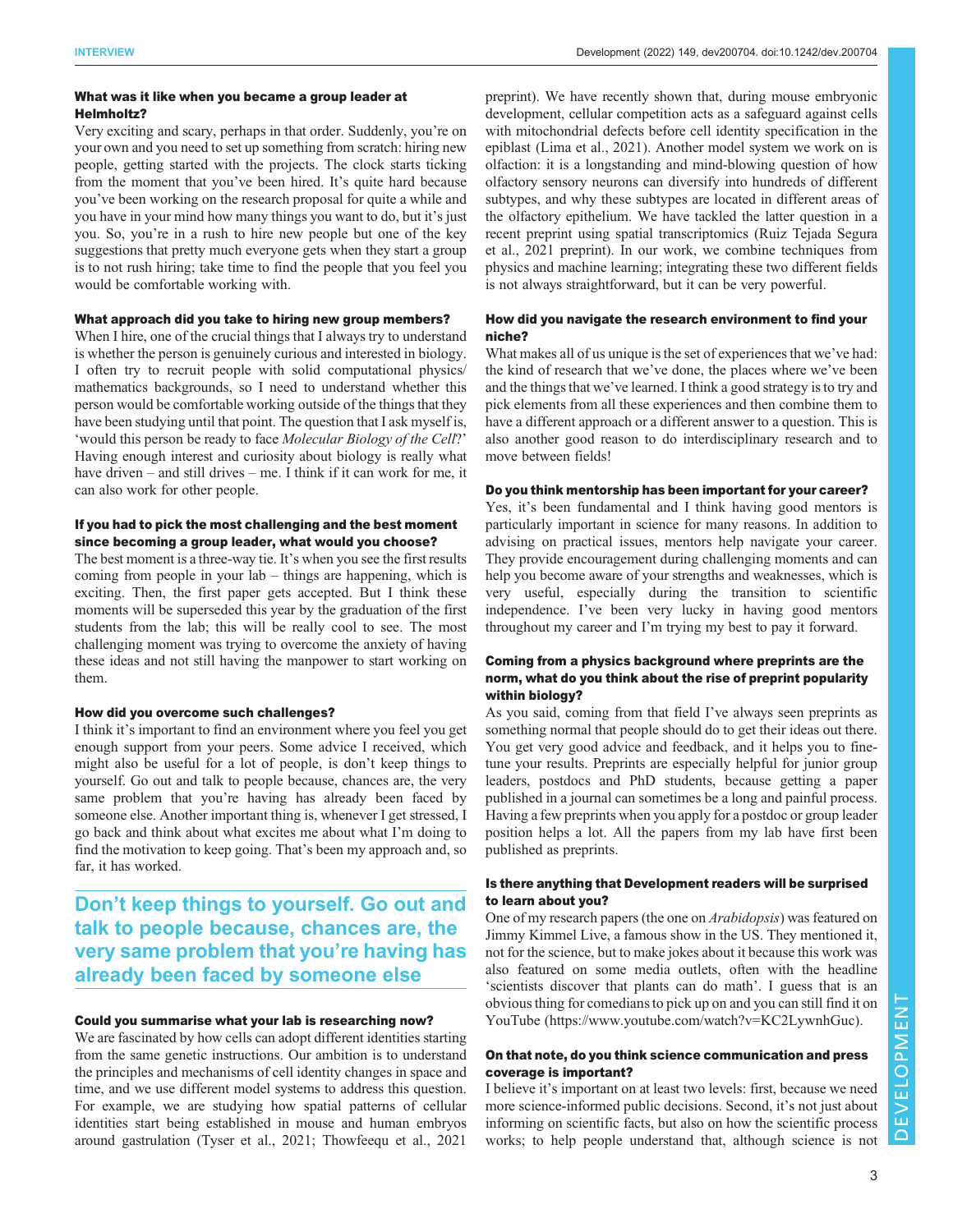### What was it like when you became a group leader at Helmholtz?

Very exciting and scary, perhaps in that order. Suddenly, you're on your own and you need to set up something from scratch: hiring new people, getting started with the projects. The clock starts ticking from the moment that you've been hired. It's quite hard because you've been working on the research proposal for quite a while and you have in your mind how many things you want to do, but it's just you. So, you're in a rush to hire new people but one of the key suggestions that pretty much everyone gets when they start a group is to not rush hiring; take time to find the people that you feel you would be comfortable working with.

### What approach did you take to hiring new group members?

When I hire, one of the crucial things that I always try to understand is whether the person is genuinely curious and interested in biology. I often try to recruit people with solid computational physics/mathematics backgrounds, so I need to understand whether this person would be comfortable working outside of the things that they have been studying until that point. The question that I ask myself is, 'would this person be ready to face *Molecular Biology of the Cell*?' Having enough interest and curiosity about biology is really what have driven – and still drives – me. I think if it can work for me, it can also work for other people.

### If you had to pick the most challenging and the best moment since becoming a group leader, what would you choose?

The best moment is a three-way tie. It's when you see the first results coming from people in your lab – things are happening, which is exciting. Then, the first paper gets accepted. But I think these moments will be superseded this year by the graduation of the first students from the lab; this will be really cool to see. The most challenging moment was trying to overcome the anxiety of having these ideas and not still having the manpower to start working on them.

### How did you overcome such challenges?

I think it's important to find an environment where you feel you get enough support from your peers. Some advice I received, which might also be useful for a lot of people, is don't keep things to yourself. Go out and talk to people because, chances are, the very same problem that you're having has already been faced by someone else. Another important thing is, whenever I get stressed, I go back and think about what excites me about what I'm doing to find the motivation to keep going. That's been my approach and, so far, it has worked.

> Don't keep things to yourself. Go out and talk to people because, chances are, the very same problem that you're having has already been faced by someone else

### Could you summarise what your lab is researching now?

We are fascinated by how cells can adopt different identities starting from the same genetic instructions. Our ambition is to understand the principles and mechanisms of cell identity changes in space and time, and we use different model systems to address this question. For example, we are studying how spatial patterns of cellular identities start being established in mouse and human embryos around gastrulation (Tyser et al., 2021; Thowfeequ et al., 2021 preprint). We have recently shown that, during mouse embryonic development, cellular competition acts as a safeguard against cells with mitochondrial defects before cell identity specification in the epiblast (Lima et al., 2021). Another model system we work on is olfaction: it is a longstanding and mind-blowing question of how olfactory sensory neurons can diversify into hundreds of different subtypes, and why these subtypes are located in different areas of the olfactory epithelium. We have tackled the latter question in a recent preprint using spatial transcriptomics (Ruiz Tejada Segura et al., 2021 preprint). In our work, we combine techniques from physics and machine learning; integrating these two different fields is not always straightforward, but it can be very powerful.

### How did you navigate the research environment to find your niche?

What makes all of us unique is the set of experiences that we've had: the kind of research that we've done, the places where we've been and the things that we've learned. I think a good strategy is to try and pick elements from all these experiences and then combine them to have a different approach or a different answer to a question. This is also another good reason to do interdisciplinary research and to move between fields!

### Do you think mentorship has been important for your career?

Yes, it's been fundamental and I think having good mentors is particularly important in science for many reasons. In addition to advising on practical issues, mentors help navigate your career. They provide encouragement during challenging moments and can help you become aware of your strengths and weaknesses, which is very useful, especially during the transition to scientific independence. I've been very lucky in having good mentors throughout my career and I'm trying my best to pay it forward.

### Coming from a physics background where preprints are the norm, what do you think about the rise of preprint popularity within biology?

As you said, coming from that field I've always seen preprints as something normal that people should do to get their ideas out there. You get very good advice and feedback, and it helps you to fine-tune your results. Preprints are especially helpful for junior group leaders, postdocs and PhD students, because getting a paper published in a journal can sometimes be a long and painful process. Having a few preprints when you apply for a postdoc or group leader position helps a lot. All the papers from my lab have first been published as preprints.

### Is there anything that Development readers will be surprised to learn about you?

One of my research papers (the one on *Arabidopsis*) was featured on Jimmy Kimmel Live, a famous show in the US. They mentioned it, not for the science, but to make jokes about it because this work was also featured on some media outlets, often with the headline 'scientists discover that plants can do math'. I guess that is an obvious thing for comedians to pick up on and you can still find it on YouTube (https://www.youtube.com/watch?v=KC2LywnhGuc).

### On that note, do you think science communication and press coverage is important?

I believe it's important on at least two levels: first, because we need more science-informed public decisions. Second, it's not just about informing on scientific facts, but also on how the scientific process works; to help people understand that, although science is not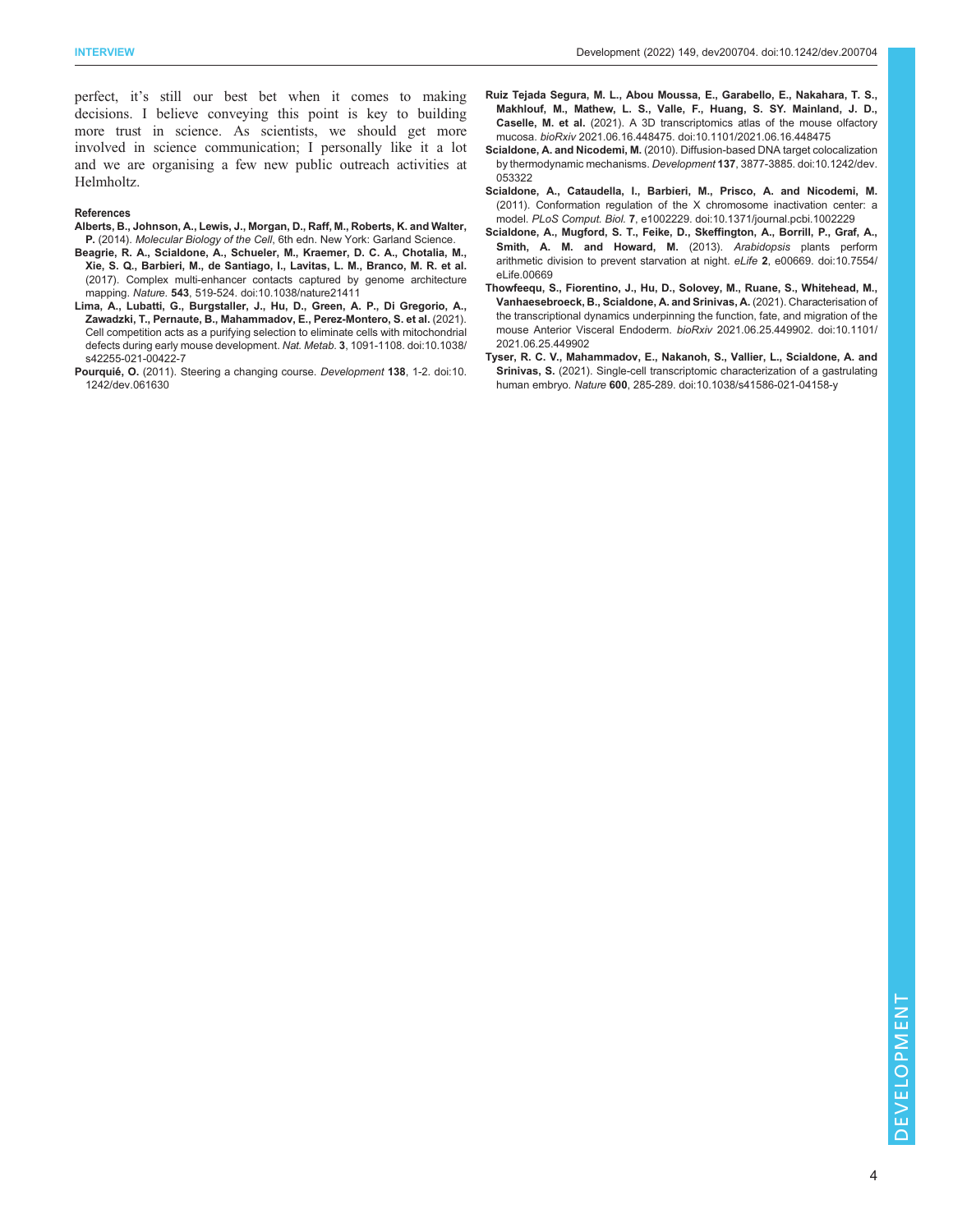perfect, it's still our best bet when it comes to making decisions. I believe conveying this point is key to building more trust in science. As scientists, we should get more involved in science communication; I personally like it a lot and we are organising a few new public outreach activities at Helmholtz.

#### References

**Alberts, B., Johnson, A., Lewis, J., Morgan, D., Raff, M., Roberts, K. and Walter, P.** (2014). *Molecular Biology of the Cell*, 6th edn. New York: Garland Science.

**Beagrie, R. A., Scialdone, A., Schueler, M., Kraemer, D. C. A., Chotalia, M., Xie, S. Q., Barbieri, M., de Santiago, I., Lavitas, L. M., Branco, M. R. et al.** (2017). Complex multi-enhancer contacts captured by genome architecture mapping. *Nature.* **543**, 519-524. doi:10.1038/nature21411

**Lima, A., Lubatti, G., Burgstaller, J., Hu, D., Green, A. P., Di Gregorio, A., Zawadzki, T., Pernaute, B., Mahammadov, E., Perez-Montero, S. et al.** (2021). Cell competition acts as a purifying selection to eliminate cells with mitochondrial defects during early mouse development. *Nat. Metab.* **3**, 1091-1108. doi:10.1038/s42255-021-00422-7

**Pourquié, O.** (2011). Steering a changing course. *Development* **138**, 1-2. doi:10.1242/dev.061630

**Ruiz Tejada Segura, M. L., Abou Moussa, E., Garabello, E., Nakahara, T. S., Makhlouf, M., Mathew, L. S., Valle, F., Huang, S. SY. Mainland, J. D., Caselle, M. et al.** (2021). A 3D transcriptomics atlas of the mouse olfactory mucosa. *bioRxiv* 2021.06.16.448475. doi:10.1101/2021.06.16.448475

**Scialdone, A. and Nicodemi, M.** (2010). Diffusion-based DNA target colocalization by thermodynamic mechanisms. *Development* **137**, 3877-3885. doi:10.1242/dev.053322

**Scialdone, A., Cataudella, I., Barbieri, M., Prisco, A. and Nicodemi, M.** (2011). Conformation regulation of the X chromosome inactivation center: a model. *PLoS Comput. Biol.* **7**, e1002229. doi:10.1371/journal.pcbi.1002229

**Scialdone, A., Mugford, S. T., Feike, D., Skeffington, A., Borrill, P., Graf, A., Smith, A. M. and Howard, M.** (2013). *Arabidopsis* plants perform arithmetic division to prevent starvation at night. *eLife* **2**, e00669. doi:10.7554/eLife.00669

**Thowfeequ, S., Fiorentino, J., Hu, D., Solovey, M., Ruane, S., Whitehead, M., Vanhaesebroeck, B., Scialdone, A. and Srinivas, A.** (2021). Characterisation of the transcriptional dynamics underpinning the function, fate, and migration of the mouse Anterior Visceral Endoderm. *bioRxiv* 2021.06.25.449902. doi:10.1101/2021.06.25.449902

**Tyser, R. C. V., Mahammadov, E., Nakanoh, S., Vallier, L., Scialdone, A. and Srinivas, S.** (2021). Single-cell transcriptomic characterization of a gastrulating human embryo. *Nature* **600**, 285-289. doi:10.1038/s41586-021-04158-y